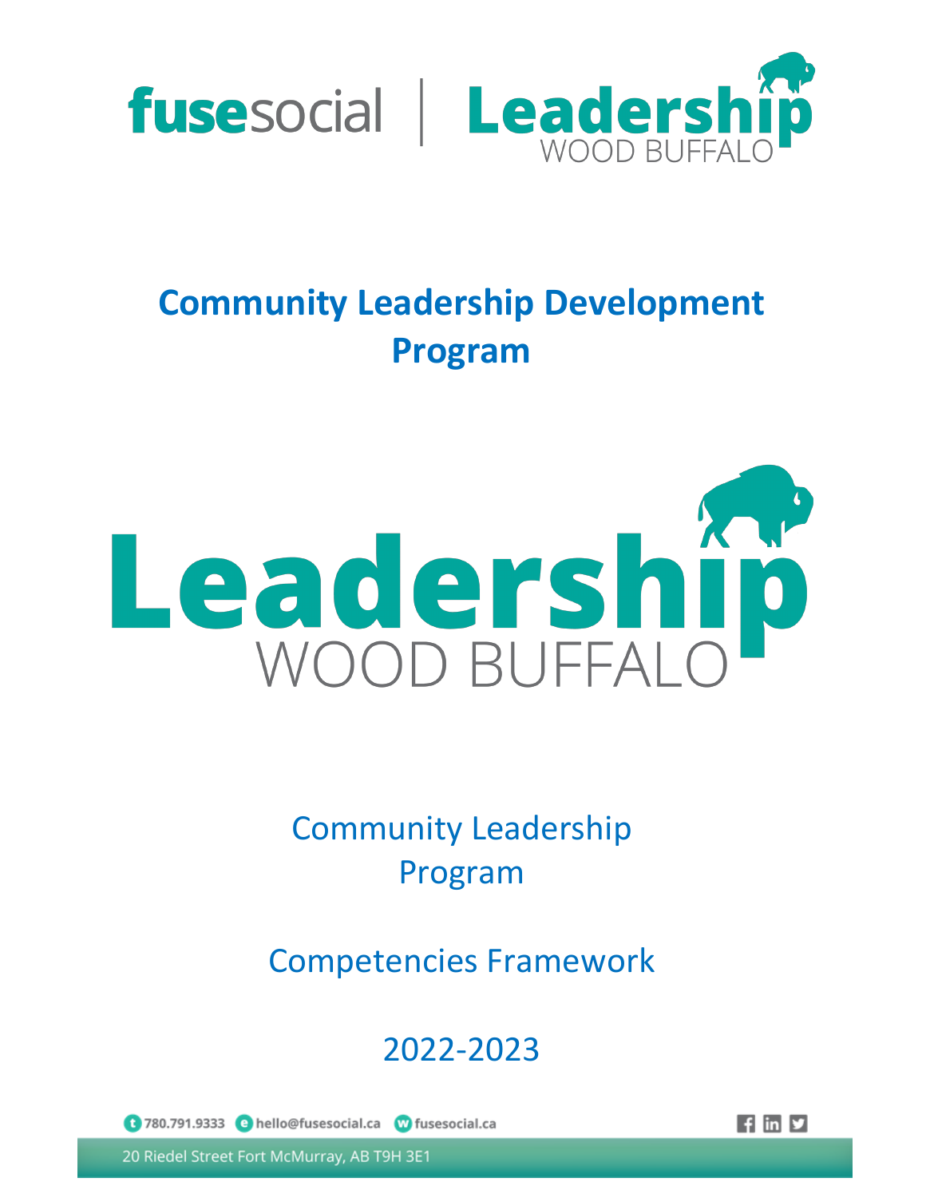fusesocial | Leadership WOOD BUFFALO

# Community Leadership Development Program

Leadership WOOD BUFFALO

## Community Leadership Program

## Competencies Framework

## 2022-2023

780.791.9333 hello@fusesocial.ca fusesocial.ca

20 Riedel Street Fort McMurray, AB T9H 3E1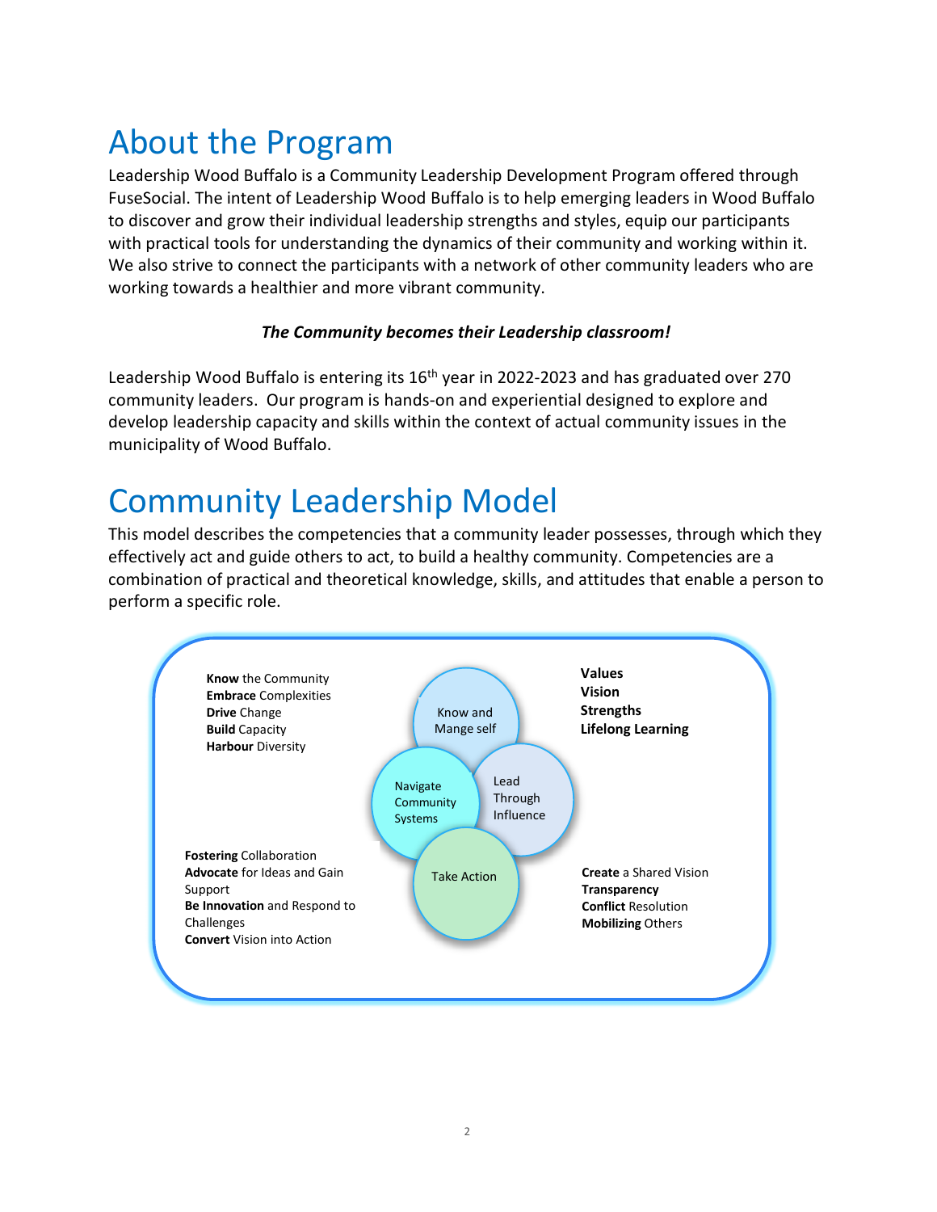# About the Program

Leadership Wood Buffalo is a Community Leadership Development Program offered through FuseSocial. The intent of Leadership Wood Buffalo is to help emerging leaders in Wood Buffalo to discover and grow their individual leadership strengths and styles, equip our participants with practical tools for understanding the dynamics of their community and working within it. We also strive to connect the participants with a network of other community leaders who are working towards a healthier and more vibrant community.

***The Community becomes their Leadership classroom!***

Leadership Wood Buffalo is entering its 16th year in 2022-2023 and has graduated over 270 community leaders. Our program is hands-on and experiential designed to explore and develop leadership capacity and skills within the context of actual community issues in the municipality of Wood Buffalo.

# Community Leadership Model

This model describes the competencies that a community leader possesses, through which they effectively act and guide others to act, to build a healthy community. Competencies are a combination of practical and theoretical knowledge, skills, and attitudes that enable a person to perform a specific role.

**Know** the Community
**Embrace** Complexities
**Drive** Change
**Build** Capacity
**Harbour** Diversity

Know and Mange self

**Values**
**Vision**
**Strengths**
**Lifelong Learning**

Navigate Community Systems

Lead Through Influence

**Fostering** Collaboration
**Advocate** for Ideas and Gain Support
**Be Innovation** and Respond to Challenges
**Convert** Vision into Action

Take Action

**Create** a Shared Vision
**Transparency**
**Conflict** Resolution
**Mobilizing** Others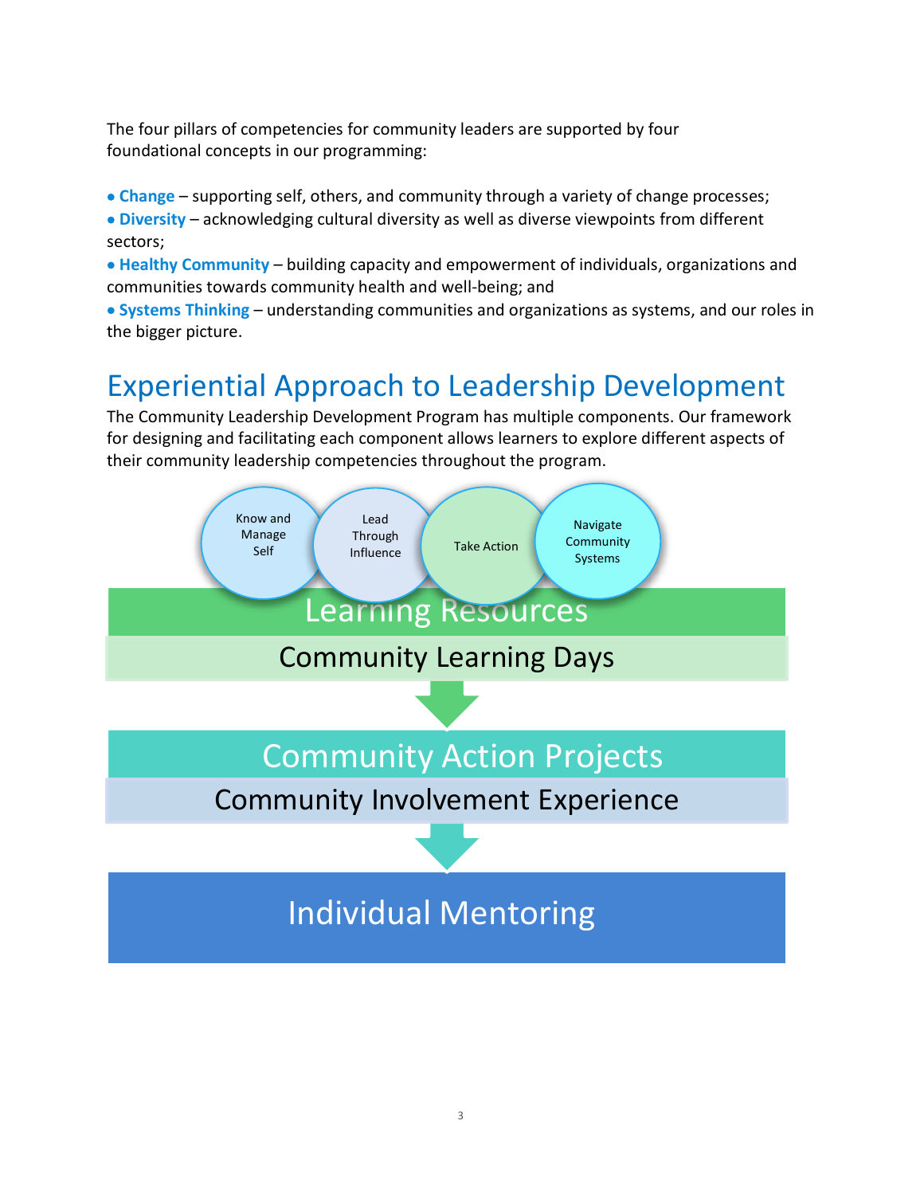The four pillars of competencies for community leaders are supported by four foundational concepts in our programming:

- **Change** – supporting self, others, and community through a variety of change processes;
- **Diversity** – acknowledging cultural diversity as well as diverse viewpoints from different sectors;
- **Healthy Community** – building capacity and empowerment of individuals, organizations and communities towards community health and well-being; and
- **Systems Thinking** – understanding communities and organizations as systems, and our roles in the bigger picture.

## Experiential Approach to Leadership Development

The Community Leadership Development Program has multiple components. Our framework for designing and facilitating each component allows learners to explore different aspects of their community leadership competencies throughout the program.

Know and Manage Self | Lead Through Influence | Take Action | Navigate Community Systems

Learning Resources

Community Learning Days

↓

Community Action Projects

Community Involvement Experience

↓

Individual Mentoring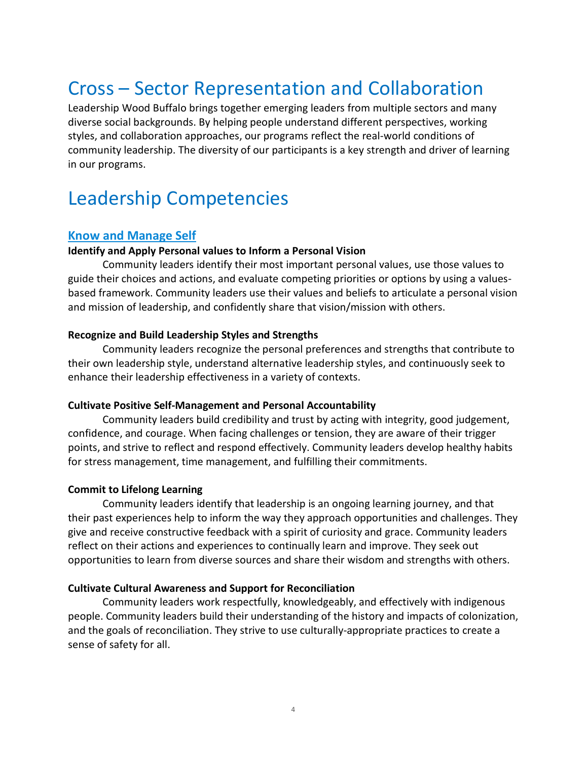# Cross – Sector Representation and Collaboration

Leadership Wood Buffalo brings together emerging leaders from multiple sectors and many diverse social backgrounds. By helping people understand different perspectives, working styles, and collaboration approaches, our programs reflect the real-world conditions of community leadership. The diversity of our participants is a key strength and driver of learning in our programs.

# Leadership Competencies

## Know and Manage Self

**Identify and Apply Personal values to Inform a Personal Vision**

Community leaders identify their most important personal values, use those values to guide their choices and actions, and evaluate competing priorities or options by using a values-based framework. Community leaders use their values and beliefs to articulate a personal vision and mission of leadership, and confidently share that vision/mission with others.

**Recognize and Build Leadership Styles and Strengths**

Community leaders recognize the personal preferences and strengths that contribute to their own leadership style, understand alternative leadership styles, and continuously seek to enhance their leadership effectiveness in a variety of contexts.

**Cultivate Positive Self-Management and Personal Accountability**

Community leaders build credibility and trust by acting with integrity, good judgement, confidence, and courage. When facing challenges or tension, they are aware of their trigger points, and strive to reflect and respond effectively. Community leaders develop healthy habits for stress management, time management, and fulfilling their commitments.

**Commit to Lifelong Learning**

Community leaders identify that leadership is an ongoing learning journey, and that their past experiences help to inform the way they approach opportunities and challenges. They give and receive constructive feedback with a spirit of curiosity and grace. Community leaders reflect on their actions and experiences to continually learn and improve. They seek out opportunities to learn from diverse sources and share their wisdom and strengths with others.

**Cultivate Cultural Awareness and Support for Reconciliation**

Community leaders work respectfully, knowledgeably, and effectively with indigenous people. Community leaders build their understanding of the history and impacts of colonization, and the goals of reconciliation. They strive to use culturally-appropriate practices to create a sense of safety for all.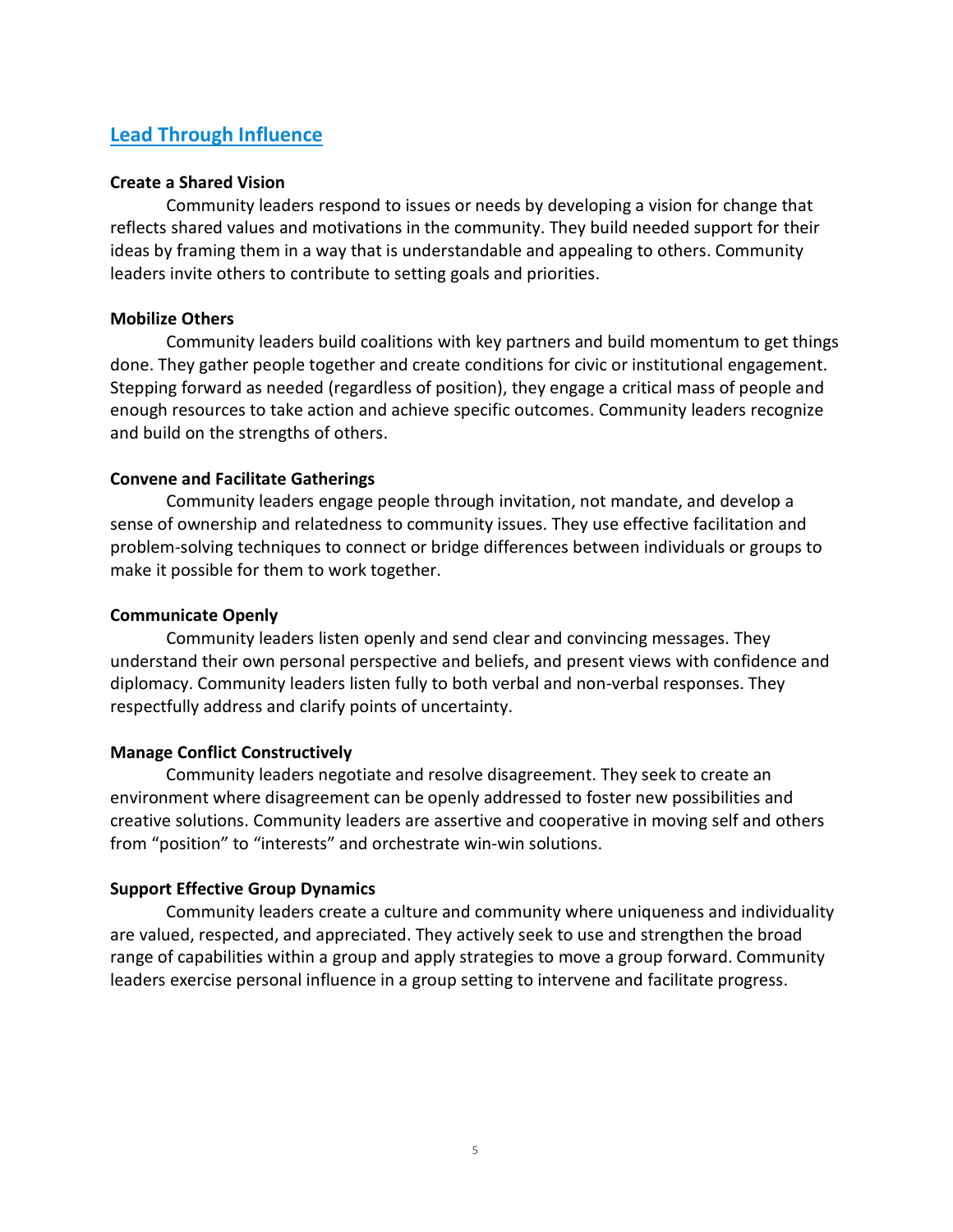## Lead Through Influence

### Create a Shared Vision

Community leaders respond to issues or needs by developing a vision for change that reflects shared values and motivations in the community. They build needed support for their ideas by framing them in a way that is understandable and appealing to others. Community leaders invite others to contribute to setting goals and priorities.

### Mobilize Others

Community leaders build coalitions with key partners and build momentum to get things done. They gather people together and create conditions for civic or institutional engagement. Stepping forward as needed (regardless of position), they engage a critical mass of people and enough resources to take action and achieve specific outcomes. Community leaders recognize and build on the strengths of others.

### Convene and Facilitate Gatherings

Community leaders engage people through invitation, not mandate, and develop a sense of ownership and relatedness to community issues. They use effective facilitation and problem-solving techniques to connect or bridge differences between individuals or groups to make it possible for them to work together.

### Communicate Openly

Community leaders listen openly and send clear and convincing messages. They understand their own personal perspective and beliefs, and present views with confidence and diplomacy. Community leaders listen fully to both verbal and non-verbal responses. They respectfully address and clarify points of uncertainty.

### Manage Conflict Constructively

Community leaders negotiate and resolve disagreement. They seek to create an environment where disagreement can be openly addressed to foster new possibilities and creative solutions. Community leaders are assertive and cooperative in moving self and others from "position" to "interests" and orchestrate win-win solutions.

### Support Effective Group Dynamics

Community leaders create a culture and community where uniqueness and individuality are valued, respected, and appreciated. They actively seek to use and strengthen the broad range of capabilities within a group and apply strategies to move a group forward. Community leaders exercise personal influence in a group setting to intervene and facilitate progress.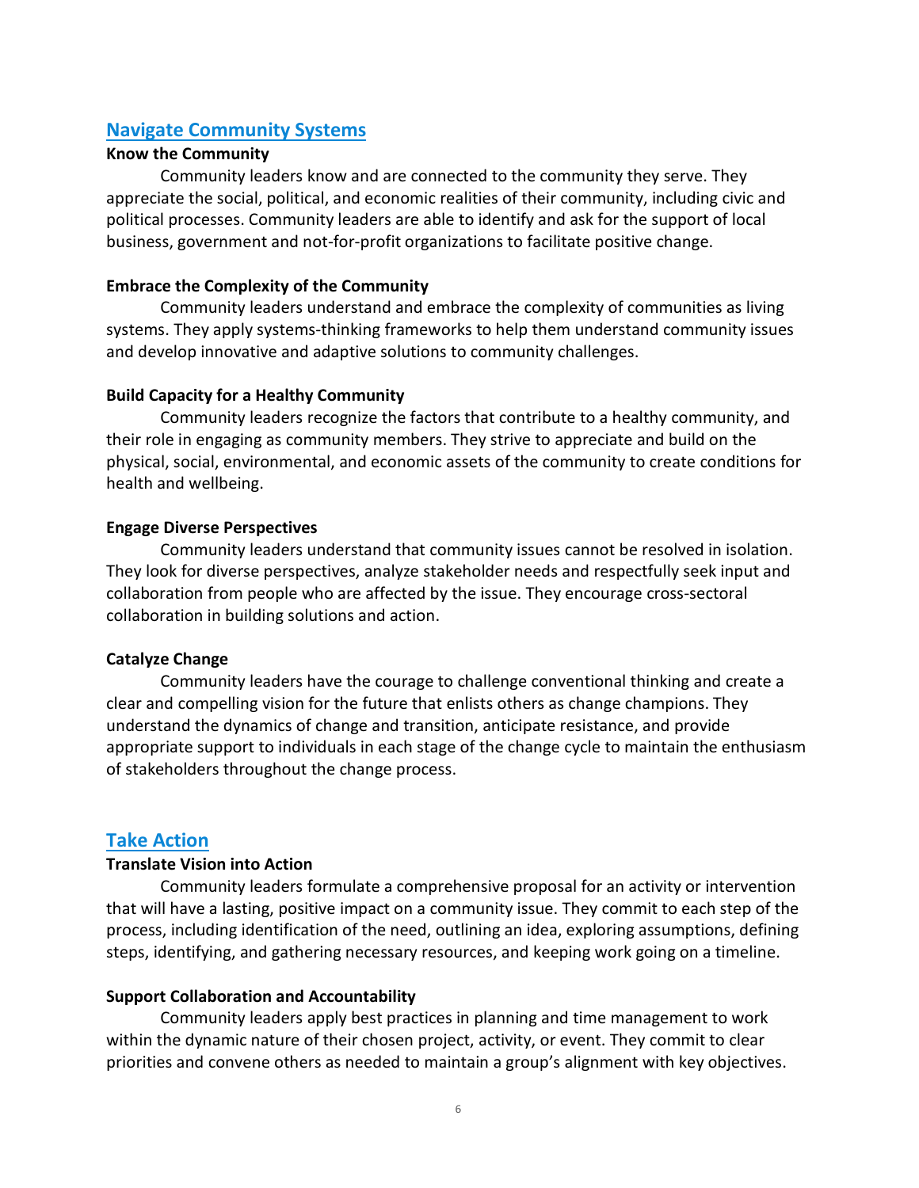## Navigate Community Systems

**Know the Community**

Community leaders know and are connected to the community they serve. They appreciate the social, political, and economic realities of their community, including civic and political processes. Community leaders are able to identify and ask for the support of local business, government and not-for-profit organizations to facilitate positive change.

**Embrace the Complexity of the Community**

Community leaders understand and embrace the complexity of communities as living systems. They apply systems-thinking frameworks to help them understand community issues and develop innovative and adaptive solutions to community challenges.

**Build Capacity for a Healthy Community**

Community leaders recognize the factors that contribute to a healthy community, and their role in engaging as community members. They strive to appreciate and build on the physical, social, environmental, and economic assets of the community to create conditions for health and wellbeing.

**Engage Diverse Perspectives**

Community leaders understand that community issues cannot be resolved in isolation. They look for diverse perspectives, analyze stakeholder needs and respectfully seek input and collaboration from people who are affected by the issue. They encourage cross-sectoral collaboration in building solutions and action.

**Catalyze Change**

Community leaders have the courage to challenge conventional thinking and create a clear and compelling vision for the future that enlists others as change champions. They understand the dynamics of change and transition, anticipate resistance, and provide appropriate support to individuals in each stage of the change cycle to maintain the enthusiasm of stakeholders throughout the change process.

## Take Action

**Translate Vision into Action**

Community leaders formulate a comprehensive proposal for an activity or intervention that will have a lasting, positive impact on a community issue. They commit to each step of the process, including identification of the need, outlining an idea, exploring assumptions, defining steps, identifying, and gathering necessary resources, and keeping work going on a timeline.

**Support Collaboration and Accountability**

Community leaders apply best practices in planning and time management to work within the dynamic nature of their chosen project, activity, or event. They commit to clear priorities and convene others as needed to maintain a group's alignment with key objectives.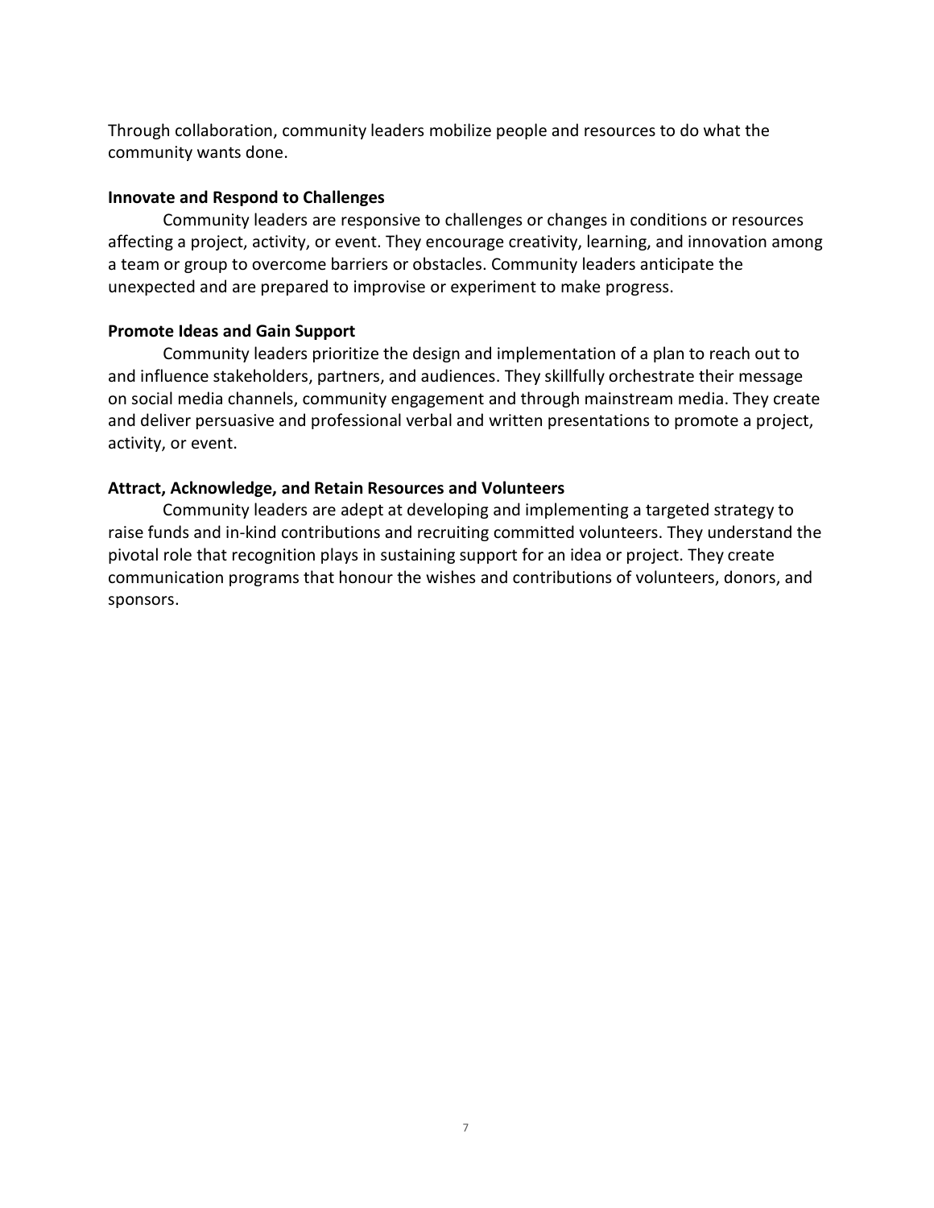Through collaboration, community leaders mobilize people and resources to do what the community wants done.

**Innovate and Respond to Challenges**

Community leaders are responsive to challenges or changes in conditions or resources affecting a project, activity, or event. They encourage creativity, learning, and innovation among a team or group to overcome barriers or obstacles. Community leaders anticipate the unexpected and are prepared to improvise or experiment to make progress.

**Promote Ideas and Gain Support**

Community leaders prioritize the design and implementation of a plan to reach out to and influence stakeholders, partners, and audiences. They skillfully orchestrate their message on social media channels, community engagement and through mainstream media. They create and deliver persuasive and professional verbal and written presentations to promote a project, activity, or event.

**Attract, Acknowledge, and Retain Resources and Volunteers**

Community leaders are adept at developing and implementing a targeted strategy to raise funds and in-kind contributions and recruiting committed volunteers. They understand the pivotal role that recognition plays in sustaining support for an idea or project. They create communication programs that honour the wishes and contributions of volunteers, donors, and sponsors.